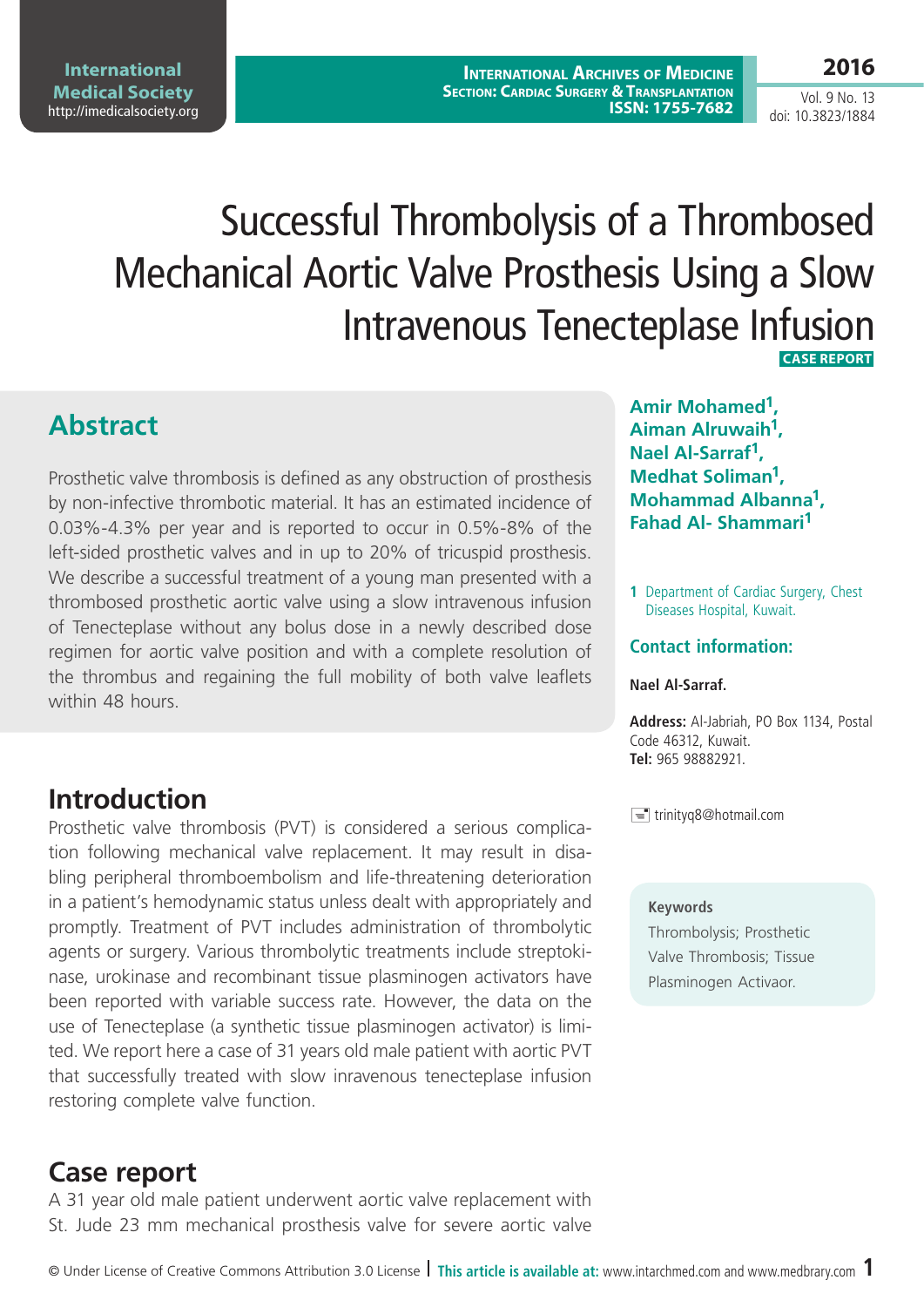# Successful Thrombolysis of a Thrombosed Mechanical Aortic Valve Prosthesis Using a Slow Intravenous Tenecteplase Infusion

CASE REPORT

**Amir Mohamed[1], Aiman Alruwaih[1], Nael Al-Sarraf[1], Medhat Soliman[1], Mohammad Albanna[1], Fahad Al- Shammari[1]**

1 Department of Cardiac Surgery, Chest Diseases Hospital, Kuwait.

**Contact information:**

**Nael Al-Sarraf.**

**Address:** Al-Jabriah, PO Box 1134, Postal Code 46312, Kuwait.
**Tel:** 965 98882921.

trinityq8@hotmail.com

**Keywords**
Thrombolysis; Prosthetic Valve Thrombosis; Tissue Plasminogen Activaor.

## Abstract

Prosthetic valve thrombosis is defined as any obstruction of prosthesis by non-infective thrombotic material. It has an estimated incidence of 0.03%-4.3% per year and is reported to occur in 0.5%-8% of the left-sided prosthetic valves and in up to 20% of tricuspid prosthesis. We describe a successful treatment of a young man presented with a thrombosed prosthetic aortic valve using a slow intravenous infusion of Tenecteplase without any bolus dose in a newly described dose regimen for aortic valve position and with a complete resolution of the thrombus and regaining the full mobility of both valve leaflets within 48 hours.

## Introduction

Prosthetic valve thrombosis (PVT) is considered a serious complication following mechanical valve replacement. It may result in disabling peripheral thromboembolism and life-threatening deterioration in a patient's hemodynamic status unless dealt with appropriately and promptly. Treatment of PVT includes administration of thrombolytic agents or surgery. Various thrombolytic treatments include streptokinase, urokinase and recombinant tissue plasminogen activators have been reported with variable success rate. However, the data on the use of Tenecteplase (a synthetic tissue plasminogen activator) is limited. We report here a case of 31 years old male patient with aortic PVT that successfully treated with slow inravenous tenecteplase infusion restoring complete valve function.

## Case report

A 31 year old male patient underwent aortic valve replacement with St. Jude 23 mm mechanical prosthesis valve for severe aortic valve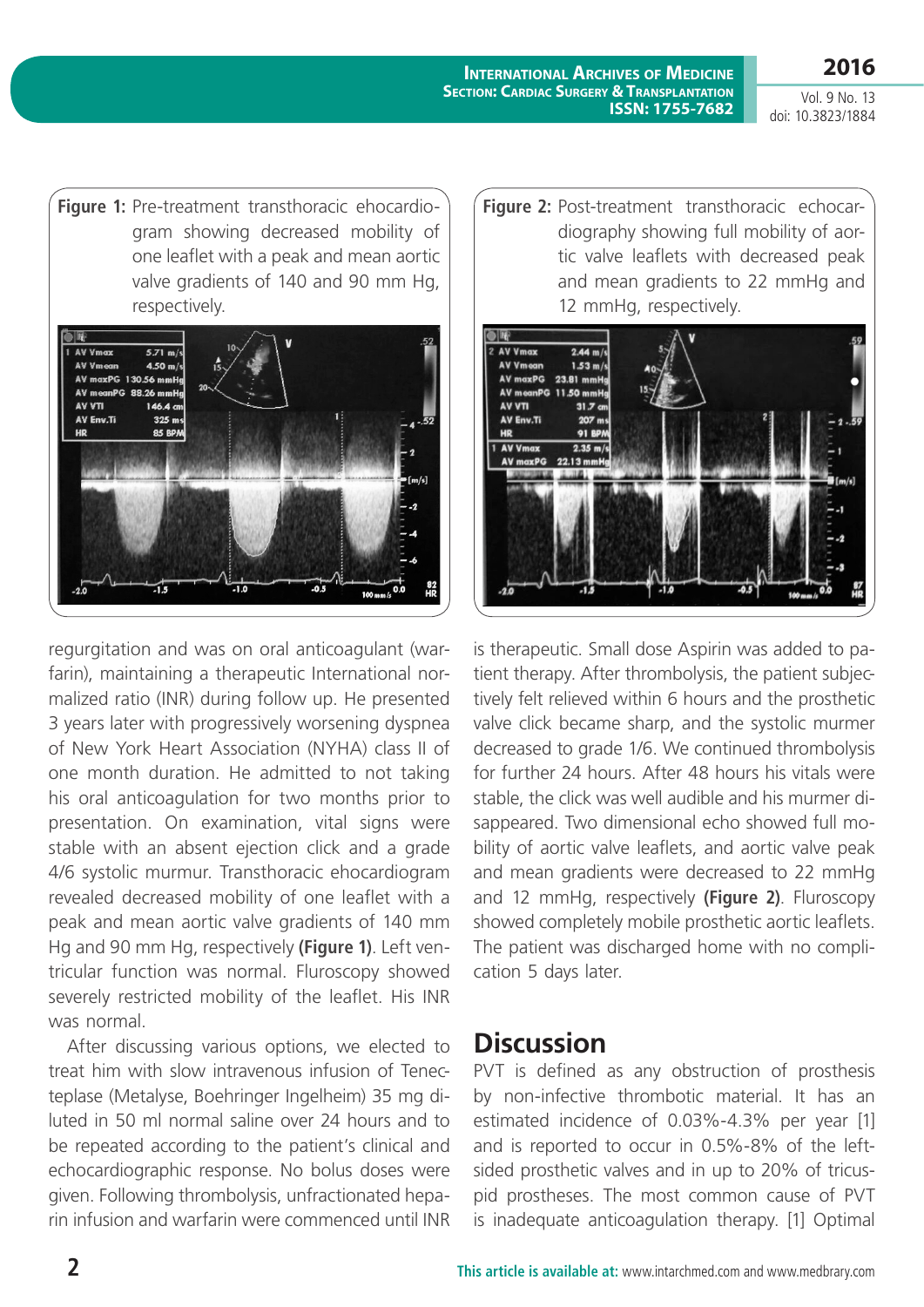**Figure 1:** Pre-treatment transthoracic ehocardiogram showing decreased mobility of one leaflet with a peak and mean aortic valve gradients of 140 and 90 mm Hg, respectively.

**Figure 2:** Post-treatment transthoracic echocardiography showing full mobility of aortic valve leaflets with decreased peak and mean gradients to 22 mmHg and 12 mmHg, respectively.

regurgitation and was on oral anticoagulant (warfarin), maintaining a therapeutic International normalized ratio (INR) during follow up. He presented 3 years later with progressively worsening dyspnea of New York Heart Association (NYHA) class II of one month duration. He admitted to not taking his oral anticoagulation for two months prior to presentation. On examination, vital signs were stable with an absent ejection click and a grade 4/6 systolic murmur. Transthoracic ehocardiogram revealed decreased mobility of one leaflet with a peak and mean aortic valve gradients of 140 mm Hg and 90 mm Hg, respectively **(Figure 1)**. Left ventricular function was normal. Fluroscopy showed severely restricted mobility of the leaflet. His INR was normal.

After discussing various options, we elected to treat him with slow intravenous infusion of Tenecteplase (Metalyse, Boehringer Ingelheim) 35 mg diluted in 50 ml normal saline over 24 hours and to be repeated according to the patient's clinical and echocardiographic response. No bolus doses were given. Following thrombolysis, unfractionated heparin infusion and warfarin were commenced until INR is therapeutic. Small dose Aspirin was added to patient therapy. After thrombolysis, the patient subjectively felt relieved within 6 hours and the prosthetic valve click became sharp, and the systolic murmer decreased to grade 1/6. We continued thrombolysis for further 24 hours. After 48 hours his vitals were stable, the click was well audible and his murmer disappeared. Two dimensional echo showed full mobility of aortic valve leaflets, and aortic valve peak and mean gradients were decreased to 22 mmHg and 12 mmHg, respectively **(Figure 2)**. Fluroscopy showed completely mobile prosthetic aortic leaflets. The patient was discharged home with no complication 5 days later.

## Discussion

PVT is defined as any obstruction of prosthesis by non-infective thrombotic material. It has an estimated incidence of 0.03%-4.3% per year [1] and is reported to occur in 0.5%-8% of the left-sided prosthetic valves and in up to 20% of tricuspid prostheses. The most common cause of PVT is inadequate anticoagulation therapy. [1] Optimal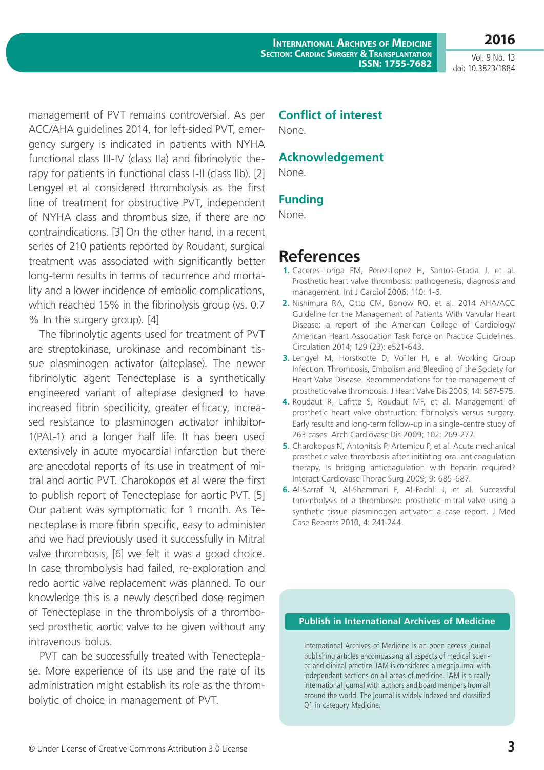management of PVT remains controversial. As per ACC/AHA guidelines 2014, for left-sided PVT, emergency surgery is indicated in patients with NYHA functional class III-IV (class IIa) and fibrinolytic therapy for patients in functional class I-II (class IIb). [2] Lengyel et al considered thrombolysis as the first line of treatment for obstructive PVT, independent of NYHA class and thrombus size, if there are no contraindications. [3] On the other hand, in a recent series of 210 patients reported by Roudant, surgical treatment was associated with significantly better long-term results in terms of recurrence and mortality and a lower incidence of embolic complications, which reached 15% in the fibrinolysis group (vs. 0.7 % In the surgery group). [4]

The fibrinolytic agents used for treatment of PVT are streptokinase, urokinase and recombinant tissue plasminogen activator (alteplase). The newer fibrinolytic agent Tenecteplase is a synthetically engineered variant of alteplase designed to have increased fibrin specificity, greater efficacy, increased resistance to plasminogen activator inhibitor-1(PAL-1) and a longer half life. It has been used extensively in acute myocardial infarction but there are anecdotal reports of its use in treatment of mitral and aortic PVT. Charokopos et al were the first to publish report of Tenecteplase for aortic PVT. [5] Our patient was symptomatic for 1 month. As Tenecteplase is more fibrin specific, easy to administer and we had previously used it successfully in Mitral valve thrombosis, [6] we felt it was a good choice. In case thrombolysis had failed, re-exploration and redo aortic valve replacement was planned. To our knowledge this is a newly described dose regimen of Tenecteplase in the thrombolysis of a thrombosed prosthetic aortic valve to be given without any intravenous bolus.

PVT can be successfully treated with Tenecteplase. More experience of its use and the rate of its administration might establish its role as the thrombolytic of choice in management of PVT.

## Conflict of interest

None.

## Acknowledgement

None.

## Funding

None.

# References

1. Caceres-Loriga FM, Perez-Lopez H, Santos-Gracia J, et al. Prosthetic heart valve thrombosis: pathogenesis, diagnosis and management. Int J Cardiol 2006; 110: 1-6.
2. Nishimura RA, Otto CM, Bonow RO, et al. 2014 AHA/ACC Guideline for the Management of Patients With Valvular Heart Disease: a report of the American College of Cardiology/ American Heart Association Task Force on Practice Guidelines. Circulation 2014; 129 (23): e521-643.
3. Lengyel M, Horstkotte D, Vo¨ller H, e al. Working Group Infection, Thrombosis, Embolism and Bleeding of the Society for Heart Valve Disease. Recommendations for the management of prosthetic valve thrombosis. J Heart Valve Dis 2005; 14: 567-575.
4. Roudaut R, Lafitte S, Roudaut MF, et al. Management of prosthetic heart valve obstruction: fibrinolysis versus surgery. Early results and long-term follow-up in a single-centre study of 263 cases. Arch Cardiovasc Dis 2009; 102: 269-277.
5. Charokopos N, Antonitsis P, Artemiou P, et al. Acute mechanical prosthetic valve thrombosis after initiating oral anticoagulation therapy. Is bridging anticoagulation with heparin required? Interact Cardiovasc Thorac Surg 2009; 9: 685-687.
6. Al-Sarraf N, Al-Shammari F, Al-Fadhli J, et al. Successful thrombolysis of a thrombosed prosthetic mitral valve using a synthetic tissue plasminogen activator: a case report. J Med Case Reports 2010, 4: 241-244.

**Publish in International Archives of Medicine**

International Archives of Medicine is an open access journal publishing articles encompassing all aspects of medical science and clinical practice. IAM is considered a megajournal with independent sections on all areas of medicine. IAM is a really international journal with authors and board members from all around the world. The journal is widely indexed and classified Q1 in category Medicine.